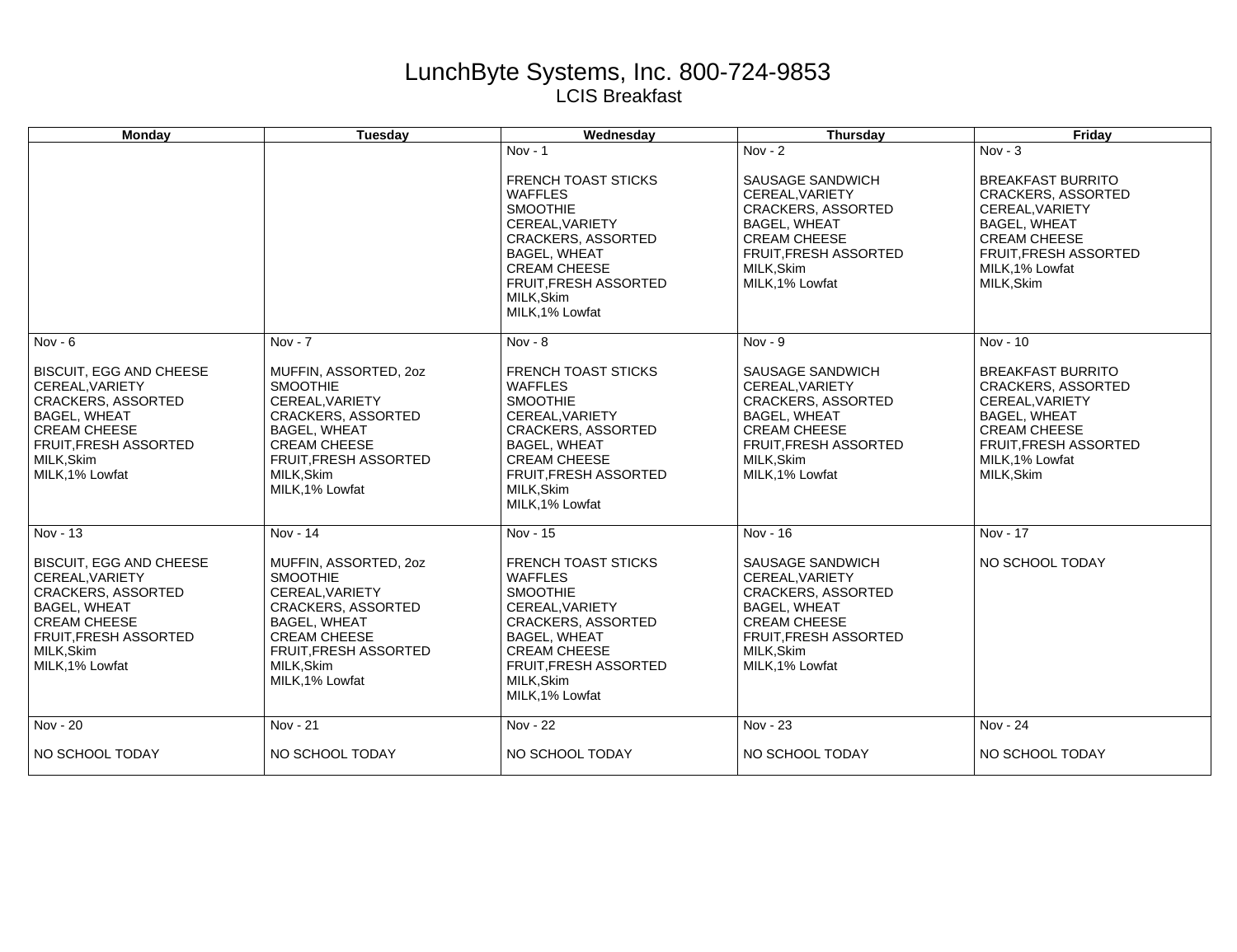# LunchByte Systems, Inc. 800-724-9853

## LCIS Breakfast

| Monday | Tuesday | Wednesday | Thursday | Friday |
|---|---|---|---|---|
| | | Nov - 1<br><br>FRENCH TOAST STICKS<br>WAFFLES<br>SMOOTHIE<br>CEREAL,VARIETY<br>CRACKERS, ASSORTED<br>BAGEL, WHEAT<br>CREAM CHEESE<br>FRUIT,FRESH ASSORTED<br>MILK,Skim<br>MILK,1% Lowfat | Nov - 2<br><br>SAUSAGE SANDWICH<br>CEREAL,VARIETY<br>CRACKERS, ASSORTED<br>BAGEL, WHEAT<br>CREAM CHEESE<br>FRUIT,FRESH ASSORTED<br>MILK,Skim<br>MILK,1% Lowfat | Nov - 3<br><br>BREAKFAST BURRITO<br>CRACKERS, ASSORTED<br>CEREAL,VARIETY<br>BAGEL, WHEAT<br>CREAM CHEESE<br>FRUIT,FRESH ASSORTED<br>MILK,1% Lowfat<br>MILK,Skim |
| Nov - 6<br><br>BISCUIT, EGG AND CHEESE<br>CEREAL,VARIETY<br>CRACKERS, ASSORTED<br>BAGEL, WHEAT<br>CREAM CHEESE<br>FRUIT,FRESH ASSORTED<br>MILK,Skim<br>MILK,1% Lowfat | Nov - 7<br><br>MUFFIN, ASSORTED, 2oz<br>SMOOTHIE<br>CEREAL,VARIETY<br>CRACKERS, ASSORTED<br>BAGEL, WHEAT<br>CREAM CHEESE<br>FRUIT,FRESH ASSORTED<br>MILK,Skim<br>MILK,1% Lowfat | Nov - 8<br><br>FRENCH TOAST STICKS<br>WAFFLES<br>SMOOTHIE<br>CEREAL,VARIETY<br>CRACKERS, ASSORTED<br>BAGEL, WHEAT<br>CREAM CHEESE<br>FRUIT,FRESH ASSORTED<br>MILK,Skim<br>MILK,1% Lowfat | Nov - 9<br><br>SAUSAGE SANDWICH<br>CEREAL,VARIETY<br>CRACKERS, ASSORTED<br>BAGEL, WHEAT<br>CREAM CHEESE<br>FRUIT,FRESH ASSORTED<br>MILK,Skim<br>MILK,1% Lowfat | Nov - 10<br><br>BREAKFAST BURRITO<br>CRACKERS, ASSORTED<br>CEREAL,VARIETY<br>BAGEL, WHEAT<br>CREAM CHEESE<br>FRUIT,FRESH ASSORTED<br>MILK,1% Lowfat<br>MILK,Skim |
| Nov - 13<br><br>BISCUIT, EGG AND CHEESE<br>CEREAL,VARIETY<br>CRACKERS, ASSORTED<br>BAGEL, WHEAT<br>CREAM CHEESE<br>FRUIT,FRESH ASSORTED<br>MILK,Skim<br>MILK,1% Lowfat | Nov - 14<br><br>MUFFIN, ASSORTED, 2oz<br>SMOOTHIE<br>CEREAL,VARIETY<br>CRACKERS, ASSORTED<br>BAGEL, WHEAT<br>CREAM CHEESE<br>FRUIT,FRESH ASSORTED<br>MILK,Skim<br>MILK,1% Lowfat | Nov - 15<br><br>FRENCH TOAST STICKS<br>WAFFLES<br>SMOOTHIE<br>CEREAL,VARIETY<br>CRACKERS, ASSORTED<br>BAGEL, WHEAT<br>CREAM CHEESE<br>FRUIT,FRESH ASSORTED<br>MILK,Skim<br>MILK,1% Lowfat | Nov - 16<br><br>SAUSAGE SANDWICH<br>CEREAL,VARIETY<br>CRACKERS, ASSORTED<br>BAGEL, WHEAT<br>CREAM CHEESE<br>FRUIT,FRESH ASSORTED<br>MILK,Skim<br>MILK,1% Lowfat | Nov - 17<br><br>NO SCHOOL TODAY |
| Nov - 20<br><br>NO SCHOOL TODAY | Nov - 21<br><br>NO SCHOOL TODAY | Nov - 22<br><br>NO SCHOOL TODAY | Nov - 23<br><br>NO SCHOOL TODAY | Nov - 24<br><br>NO SCHOOL TODAY |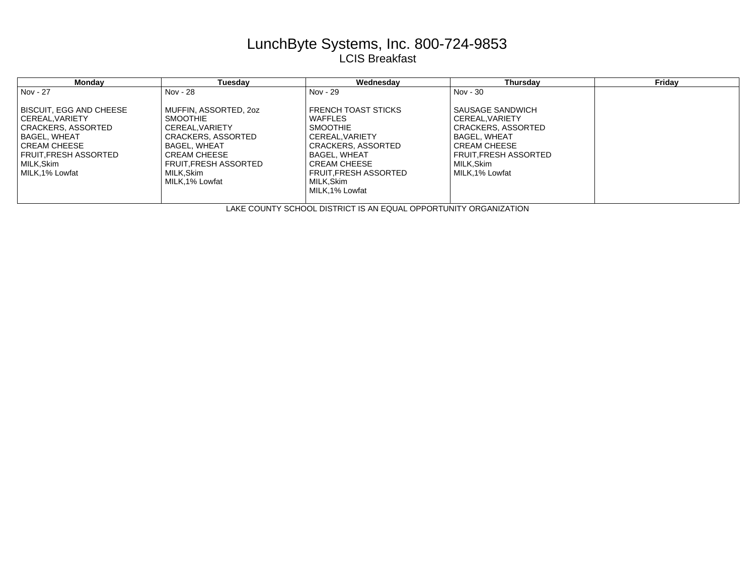# LunchByte Systems, Inc. 800-724-9853

## LCIS Breakfast

| Monday | Tuesday | Wednesday | Thursday | Friday |
|---|---|---|---|---|
| Nov - 27<br><br>BISCUIT, EGG AND CHEESE<br>CEREAL,VARIETY<br>CRACKERS, ASSORTED<br>BAGEL, WHEAT<br>CREAM CHEESE<br>FRUIT,FRESH ASSORTED<br>MILK,Skim<br>MILK,1% Lowfat | Nov - 28<br><br>MUFFIN, ASSORTED, 2oz<br>SMOOTHIE<br>CEREAL,VARIETY<br>CRACKERS, ASSORTED<br>BAGEL, WHEAT<br>CREAM CHEESE<br>FRUIT,FRESH ASSORTED<br>MILK,Skim<br>MILK,1% Lowfat | Nov - 29<br><br>FRENCH TOAST STICKS<br>WAFFLES<br>SMOOTHIE<br>CEREAL,VARIETY<br>CRACKERS, ASSORTED<br>BAGEL, WHEAT<br>CREAM CHEESE<br>FRUIT,FRESH ASSORTED<br>MILK,Skim<br>MILK,1% Lowfat | Nov - 30<br><br>SAUSAGE SANDWICH<br>CEREAL,VARIETY<br>CRACKERS, ASSORTED<br>BAGEL, WHEAT<br>CREAM CHEESE<br>FRUIT,FRESH ASSORTED<br>MILK,Skim<br>MILK,1% Lowfat | |

LAKE COUNTY SCHOOL DISTRICT IS AN EQUAL OPPORTUNITY ORGANIZATION